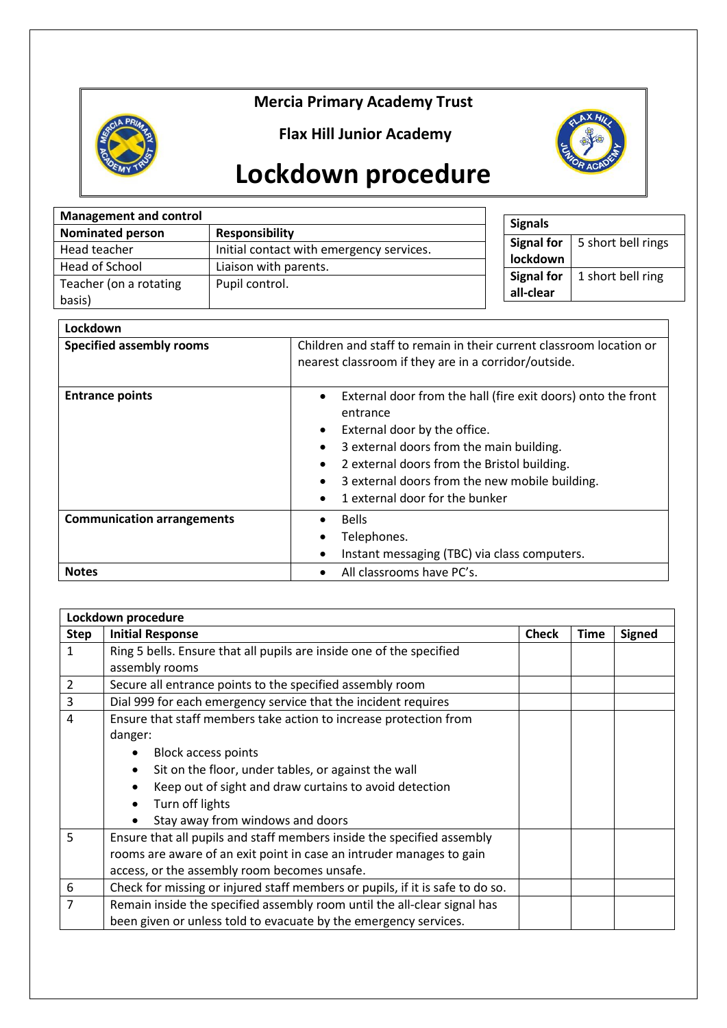**Mercia Primary Academy Trust**

**Flax Hill Junior Academy**

# Lockdown procedure

| **Management and control** | |
|---|---|
| **Nominated person** | **Responsibility** |
| Head teacher | Initial contact with emergency services. |
| Head of School | Liaison with parents. |
| Teacher (on a rotating basis) | Pupil control. |

| **Signals** | |
|---|---|
| **Signal for lockdown** | 5 short bell rings |
| **Signal for all-clear** | 1 short bell ring |

| **Lockdown** | |
|---|---|
| **Specified assembly rooms** | Children and staff to remain in their current classroom location or nearest classroom if they are in a corridor/outside. |
| **Entrance points** | • External door from the hall (fire exit doors) onto the front entrance<br>• External door by the office.<br>• 3 external doors from the main building.<br>• 2 external doors from the Bristol building.<br>• 3 external doors from the new mobile building.<br>• 1 external door for the bunker |
| **Communication arrangements** | • Bells<br>• Telephones.<br>• Instant messaging (TBC) via class computers. |
| **Notes** | • All classrooms have PC's. |

| **Lockdown procedure** | | | | |
|---|---|---|---|---|
| **Step** | **Initial Response** | **Check** | **Time** | **Signed** |
| 1 | Ring 5 bells. Ensure that all pupils are inside one of the specified assembly rooms | | | |
| 2 | Secure all entrance points to the specified assembly room | | | |
| 3 | Dial 999 for each emergency service that the incident requires | | | |
| 4 | Ensure that staff members take action to increase protection from danger:<br>• Block access points<br>• Sit on the floor, under tables, or against the wall<br>• Keep out of sight and draw curtains to avoid detection<br>• Turn off lights<br>• Stay away from windows and doors | | | |
| 5 | Ensure that all pupils and staff members inside the specified assembly rooms are aware of an exit point in case an intruder manages to gain access, or the assembly room becomes unsafe. | | | |
| 6 | Check for missing or injured staff members or pupils, if it is safe to do so. | | | |
| 7 | Remain inside the specified assembly room until the all-clear signal has been given or unless told to evacuate by the emergency services. | | | |